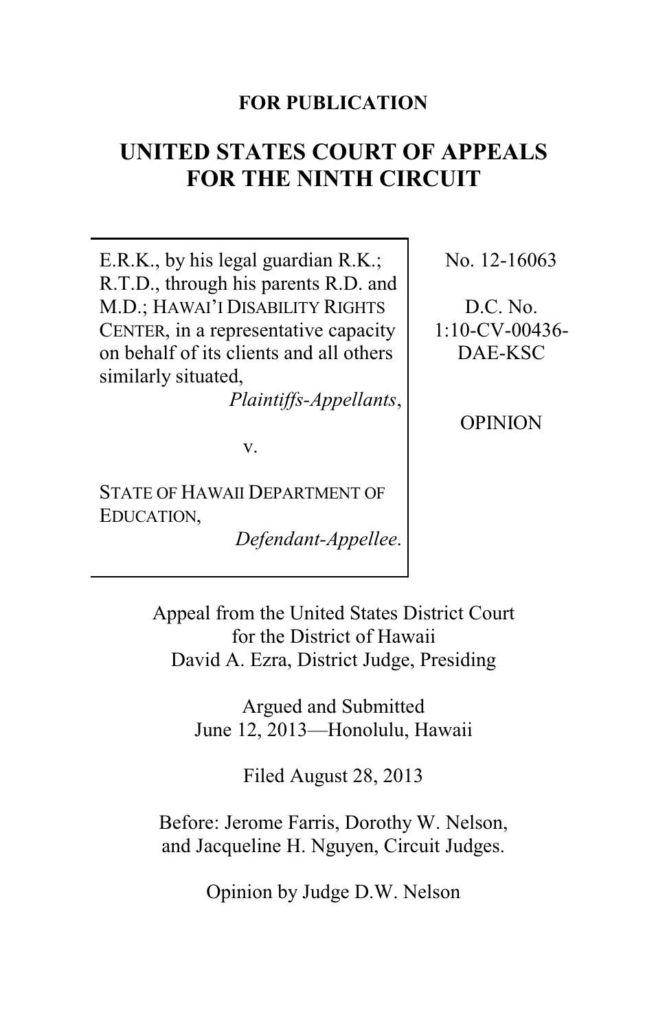**FOR PUBLICATION**

# UNITED STATES COURT OF APPEALS FOR THE NINTH CIRCUIT

| | |
|---|---|
| E.R.K., by his legal guardian R.K.; R.T.D., through his parents R.D. and M.D.; HAWAI'I DISABILITY RIGHTS CENTER, in a representative capacity on behalf of its clients and all others similarly situated,<br>*Plaintiffs-Appellants*,<br><br>v.<br><br>STATE OF HAWAII DEPARTMENT OF EDUCATION,<br>*Defendant-Appellee*. | No. 12-16063<br><br>D.C. No. 1:10-CV-00436-DAE-KSC<br><br>OPINION |

Appeal from the United States District Court for the District of Hawaii
David A. Ezra, District Judge, Presiding

Argued and Submitted
June 12, 2013—Honolulu, Hawaii

Filed August 28, 2013

Before: Jerome Farris, Dorothy W. Nelson, and Jacqueline H. Nguyen, Circuit Judges.

Opinion by Judge D.W. Nelson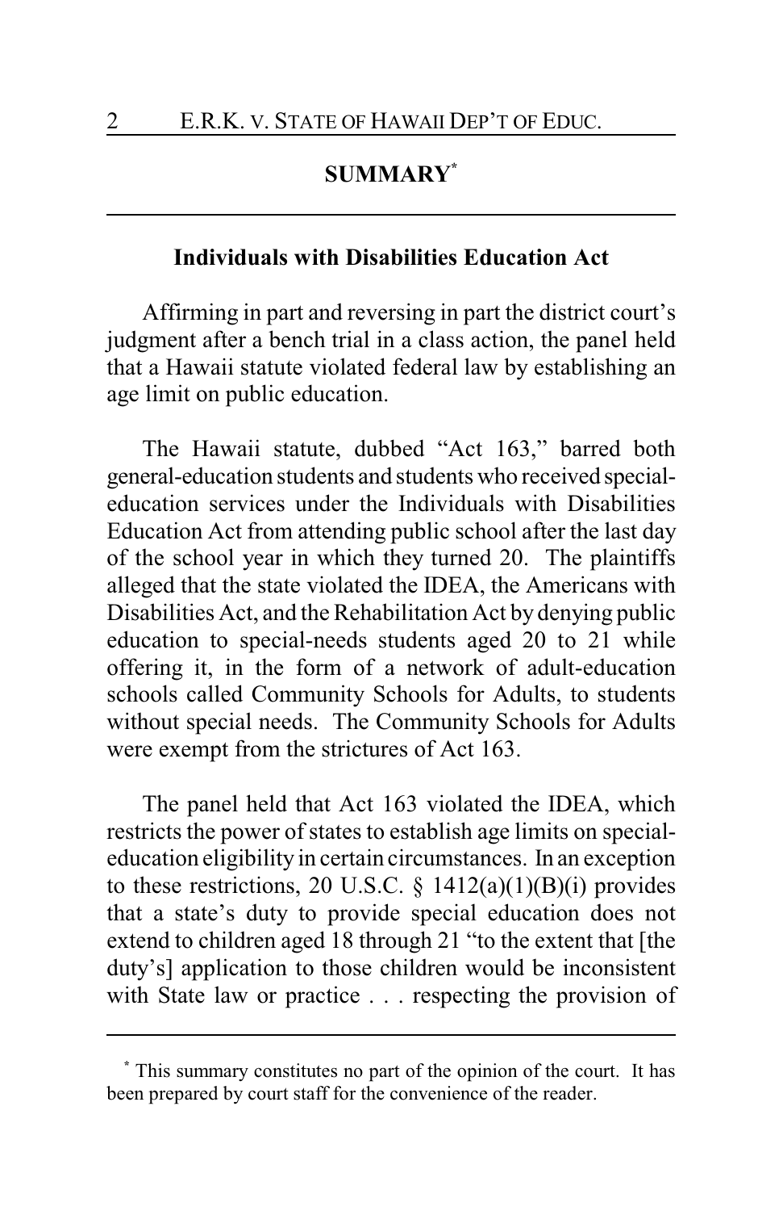## SUMMARY[*]

### Individuals with Disabilities Education Act

Affirming in part and reversing in part the district court's judgment after a bench trial in a class action, the panel held that a Hawaii statute violated federal law by establishing an age limit on public education.

The Hawaii statute, dubbed "Act 163," barred both general-education students and students who received special-education services under the Individuals with Disabilities Education Act from attending public school after the last day of the school year in which they turned 20. The plaintiffs alleged that the state violated the IDEA, the Americans with Disabilities Act, and the Rehabilitation Act by denying public education to special-needs students aged 20 to 21 while offering it, in the form of a network of adult-education schools called Community Schools for Adults, to students without special needs. The Community Schools for Adults were exempt from the strictures of Act 163.

The panel held that Act 163 violated the IDEA, which restricts the power of states to establish age limits on special-education eligibility in certain circumstances. In an exception to these restrictions, 20 U.S.C. § 1412(a)(1)(B)(i) provides that a state's duty to provide special education does not extend to children aged 18 through 21 "to the extent that [the duty's] application to those children would be inconsistent with State law or practice . . . respecting the provision of

[*] This summary constitutes no part of the opinion of the court. It has been prepared by court staff for the convenience of the reader.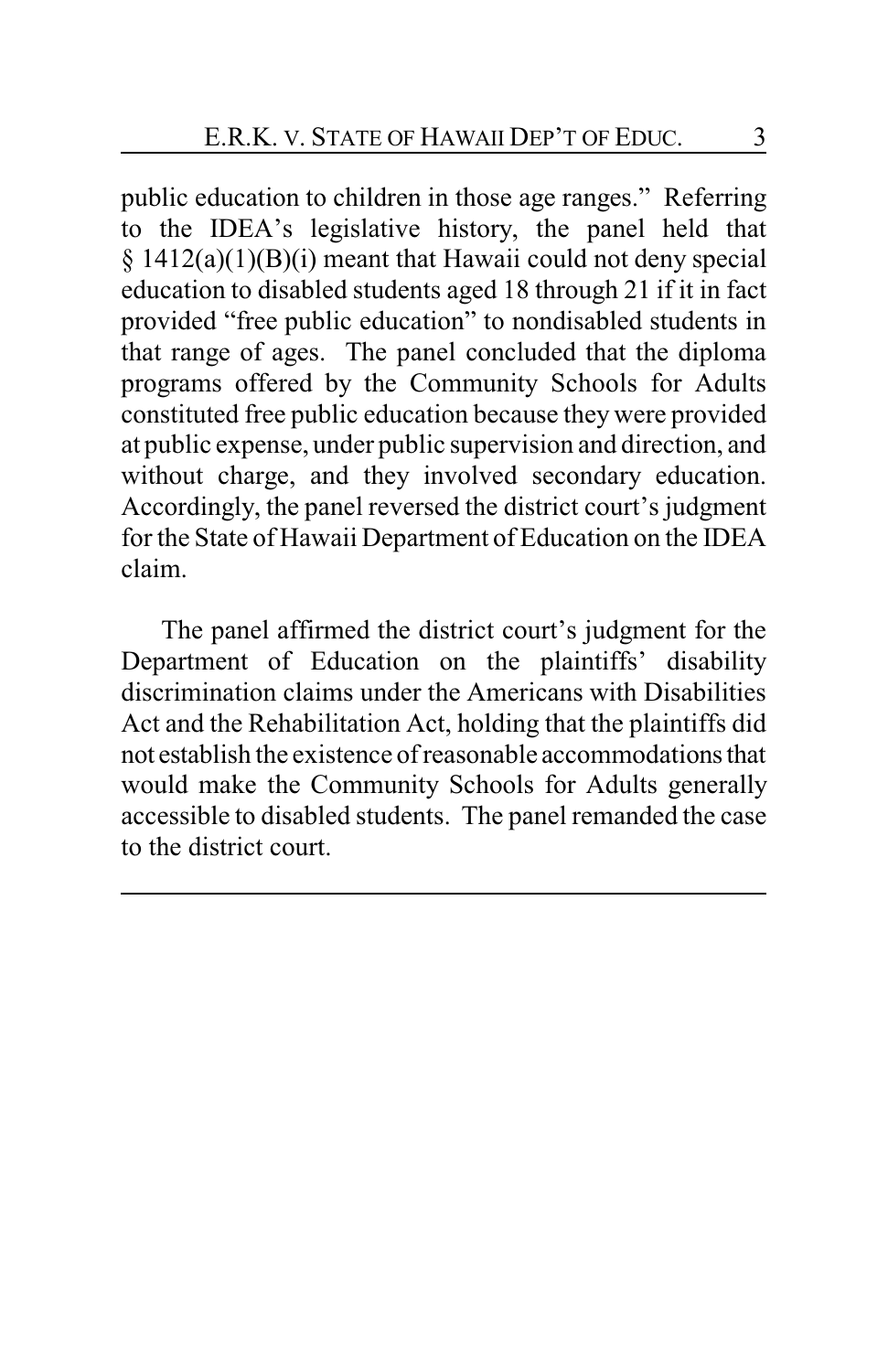public education to children in those age ranges." Referring to the IDEA's legislative history, the panel held that § 1412(a)(1)(B)(i) meant that Hawaii could not deny special education to disabled students aged 18 through 21 if it in fact provided "free public education" to nondisabled students in that range of ages. The panel concluded that the diploma programs offered by the Community Schools for Adults constituted free public education because they were provided at public expense, under public supervision and direction, and without charge, and they involved secondary education. Accordingly, the panel reversed the district court's judgment for the State of Hawaii Department of Education on the IDEA claim.

The panel affirmed the district court's judgment for the Department of Education on the plaintiffs' disability discrimination claims under the Americans with Disabilities Act and the Rehabilitation Act, holding that the plaintiffs did not establish the existence of reasonable accommodations that would make the Community Schools for Adults generally accessible to disabled students. The panel remanded the case to the district court.

---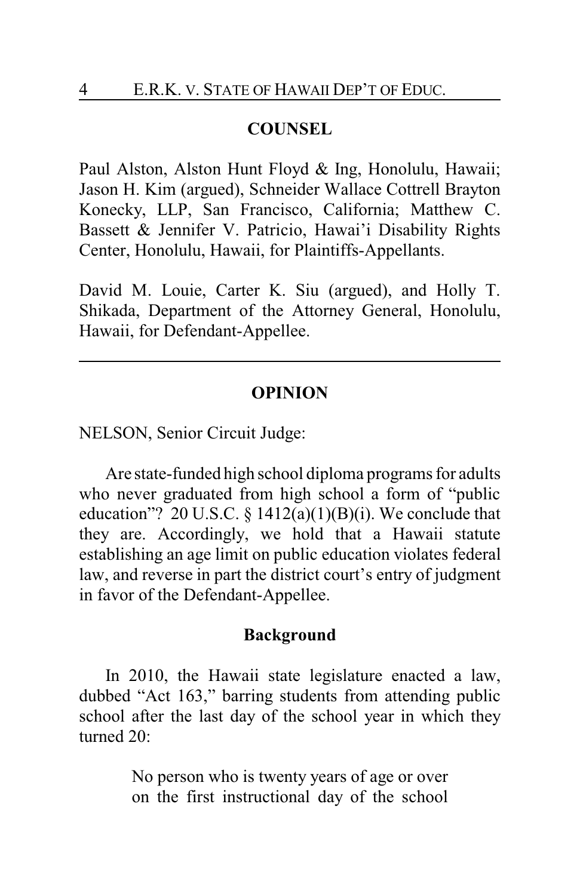## COUNSEL

Paul Alston, Alston Hunt Floyd & Ing, Honolulu, Hawaii; Jason H. Kim (argued), Schneider Wallace Cottrell Brayton Konecky, LLP, San Francisco, California; Matthew C. Bassett & Jennifer V. Patricio, Hawai'i Disability Rights Center, Honolulu, Hawaii, for Plaintiffs-Appellants.

David M. Louie, Carter K. Siu (argued), and Holly T. Shikada, Department of the Attorney General, Honolulu, Hawaii, for Defendant-Appellee.

---

## OPINION

NELSON, Senior Circuit Judge:

Are state-funded high school diploma programs for adults who never graduated from high school a form of "public education"? 20 U.S.C. § 1412(a)(1)(B)(i). We conclude that they are. Accordingly, we hold that a Hawaii statute establishing an age limit on public education violates federal law, and reverse in part the district court's entry of judgment in favor of the Defendant-Appellee.

### Background

In 2010, the Hawaii state legislature enacted a law, dubbed "Act 163," barring students from attending public school after the last day of the school year in which they turned 20:

> No person who is twenty years of age or over on the first instructional day of the school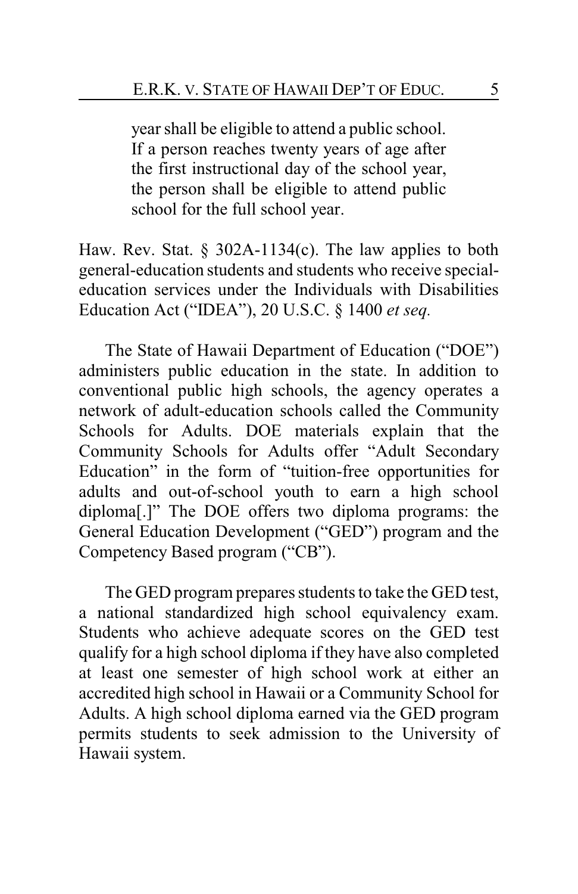> year shall be eligible to attend a public school. If a person reaches twenty years of age after the first instructional day of the school year, the person shall be eligible to attend public school for the full school year.

Haw. Rev. Stat. § 302A-1134(c). The law applies to both general-education students and students who receive special-education services under the Individuals with Disabilities Education Act ("IDEA"), 20 U.S.C. § 1400 *et seq.*

The State of Hawaii Department of Education ("DOE") administers public education in the state. In addition to conventional public high schools, the agency operates a network of adult-education schools called the Community Schools for Adults. DOE materials explain that the Community Schools for Adults offer "Adult Secondary Education" in the form of "tuition-free opportunities for adults and out-of-school youth to earn a high school diploma[.]" The DOE offers two diploma programs: the General Education Development ("GED") program and the Competency Based program ("CB").

The GED program prepares students to take the GED test, a national standardized high school equivalency exam. Students who achieve adequate scores on the GED test qualify for a high school diploma if they have also completed at least one semester of high school work at either an accredited high school in Hawaii or a Community School for Adults. A high school diploma earned via the GED program permits students to seek admission to the University of Hawaii system.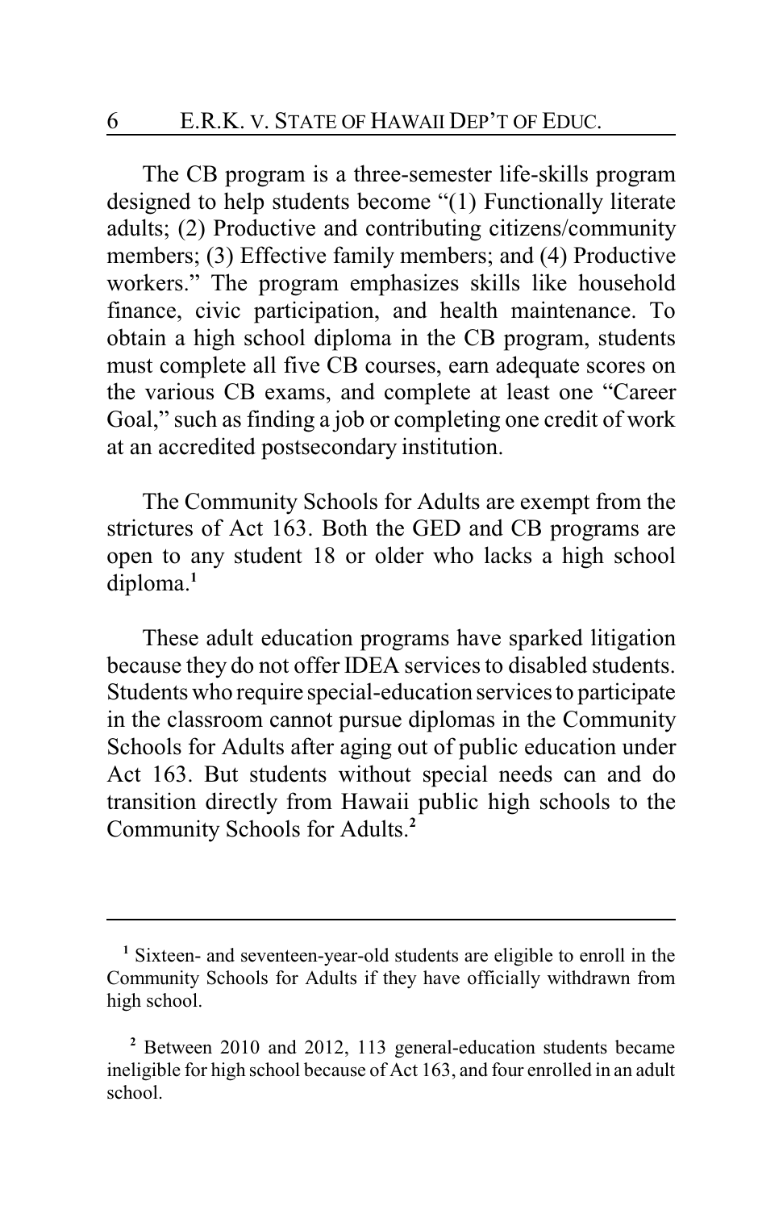The CB program is a three-semester life-skills program designed to help students become "(1) Functionally literate adults; (2) Productive and contributing citizens/community members; (3) Effective family members; and (4) Productive workers." The program emphasizes skills like household finance, civic participation, and health maintenance. To obtain a high school diploma in the CB program, students must complete all five CB courses, earn adequate scores on the various CB exams, and complete at least one "Career Goal," such as finding a job or completing one credit of work at an accredited postsecondary institution.

The Community Schools for Adults are exempt from the strictures of Act 163. Both the GED and CB programs are open to any student 18 or older who lacks a high school diploma.[1]

These adult education programs have sparked litigation because they do not offer IDEA services to disabled students. Students who require special-education services to participate in the classroom cannot pursue diplomas in the Community Schools for Adults after aging out of public education under Act 163. But students without special needs can and do transition directly from Hawaii public high schools to the Community Schools for Adults.[2]

---

[1] Sixteen- and seventeen-year-old students are eligible to enroll in the Community Schools for Adults if they have officially withdrawn from high school.

[2] Between 2010 and 2012, 113 general-education students became ineligible for high school because of Act 163, and four enrolled in an adult school.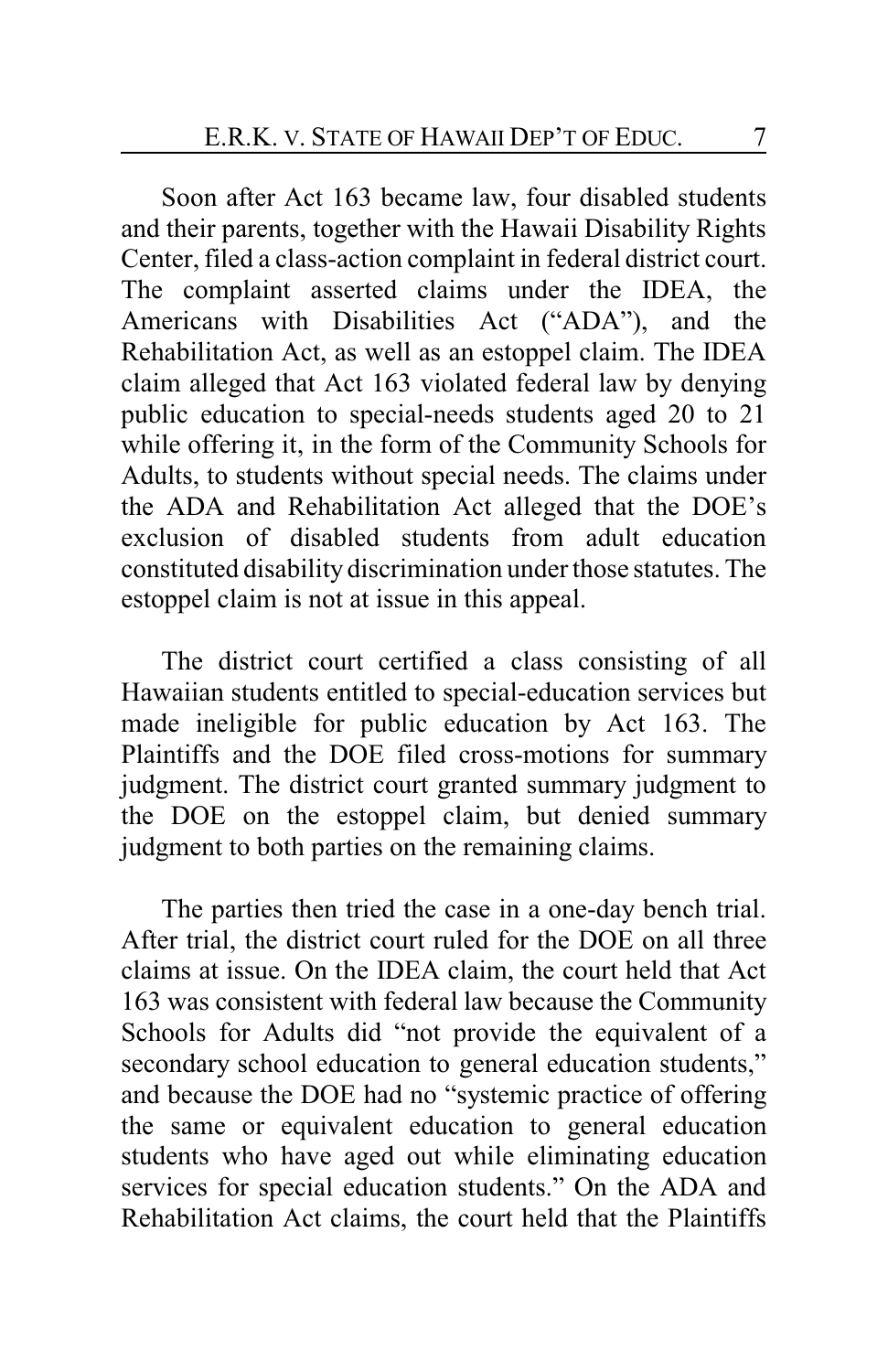Soon after Act 163 became law, four disabled students and their parents, together with the Hawaii Disability Rights Center, filed a class-action complaint in federal district court. The complaint asserted claims under the IDEA, the Americans with Disabilities Act ("ADA"), and the Rehabilitation Act, as well as an estoppel claim. The IDEA claim alleged that Act 163 violated federal law by denying public education to special-needs students aged 20 to 21 while offering it, in the form of the Community Schools for Adults, to students without special needs. The claims under the ADA and Rehabilitation Act alleged that the DOE's exclusion of disabled students from adult education constituted disability discrimination under those statutes. The estoppel claim is not at issue in this appeal.

The district court certified a class consisting of all Hawaiian students entitled to special-education services but made ineligible for public education by Act 163. The Plaintiffs and the DOE filed cross-motions for summary judgment. The district court granted summary judgment to the DOE on the estoppel claim, but denied summary judgment to both parties on the remaining claims.

The parties then tried the case in a one-day bench trial. After trial, the district court ruled for the DOE on all three claims at issue. On the IDEA claim, the court held that Act 163 was consistent with federal law because the Community Schools for Adults did "not provide the equivalent of a secondary school education to general education students," and because the DOE had no "systemic practice of offering the same or equivalent education to general education students who have aged out while eliminating education services for special education students." On the ADA and Rehabilitation Act claims, the court held that the Plaintiffs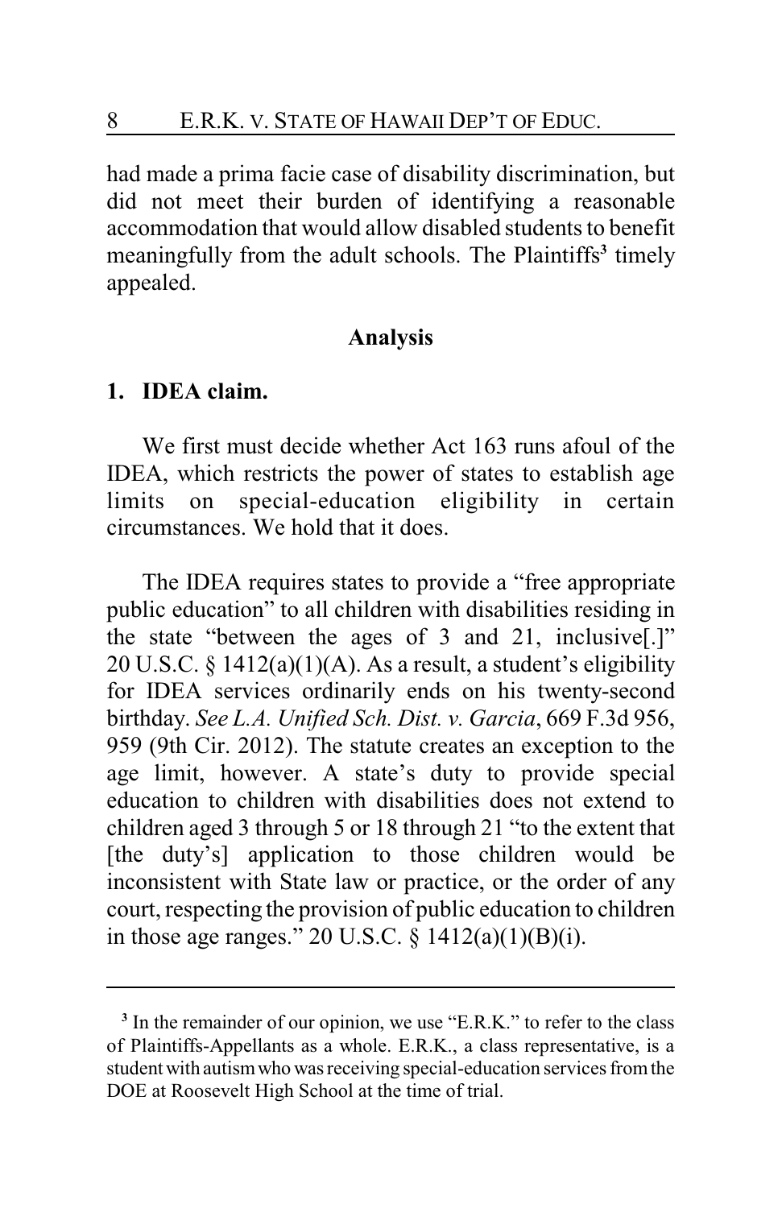had made a prima facie case of disability discrimination, but did not meet their burden of identifying a reasonable accommodation that would allow disabled students to benefit meaningfully from the adult schools. The Plaintiffs[3] timely appealed.

## Analysis

### 1. IDEA claim.

We first must decide whether Act 163 runs afoul of the IDEA, which restricts the power of states to establish age limits on special-education eligibility in certain circumstances. We hold that it does.

The IDEA requires states to provide a "free appropriate public education" to all children with disabilities residing in the state "between the ages of 3 and 21, inclusive[.]" 20 U.S.C. § 1412(a)(1)(A). As a result, a student's eligibility for IDEA services ordinarily ends on his twenty-second birthday. *See L.A. Unified Sch. Dist. v. Garcia*, 669 F.3d 956, 959 (9th Cir. 2012). The statute creates an exception to the age limit, however. A state's duty to provide special education to children with disabilities does not extend to children aged 3 through 5 or 18 through 21 "to the extent that [the duty's] application to those children would be inconsistent with State law or practice, or the order of any court, respecting the provision of public education to children in those age ranges." 20 U.S.C. § 1412(a)(1)(B)(i).

---

[3] In the remainder of our opinion, we use "E.R.K." to refer to the class of Plaintiffs-Appellants as a whole. E.R.K., a class representative, is a student with autism who was receiving special-education services from the DOE at Roosevelt High School at the time of trial.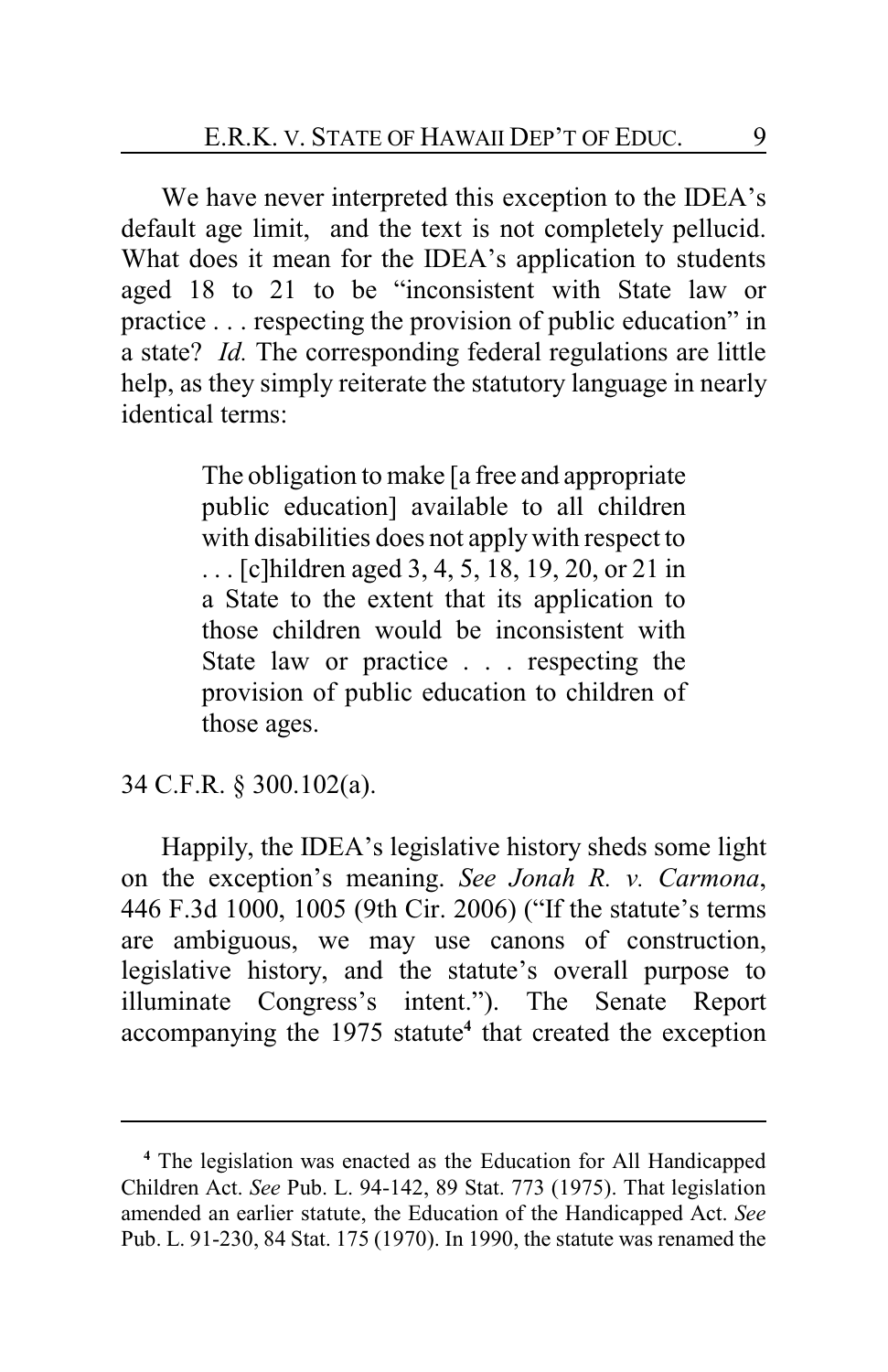We have never interpreted this exception to the IDEA's default age limit, and the text is not completely pellucid. What does it mean for the IDEA's application to students aged 18 to 21 to be "inconsistent with State law or practice . . . respecting the provision of public education" in a state? *Id.* The corresponding federal regulations are little help, as they simply reiterate the statutory language in nearly identical terms:

> The obligation to make [a free and appropriate public education] available to all children with disabilities does not apply with respect to . . . [c]hildren aged 3, 4, 5, 18, 19, 20, or 21 in a State to the extent that its application to those children would be inconsistent with State law or practice . . . respecting the provision of public education to children of those ages.

34 C.F.R. § 300.102(a).

Happily, the IDEA's legislative history sheds some light on the exception's meaning. *See Jonah R. v. Carmona*, 446 F.3d 1000, 1005 (9th Cir. 2006) ("If the statute's terms are ambiguous, we may use canons of construction, legislative history, and the statute's overall purpose to illuminate Congress's intent."). The Senate Report accompanying the 1975 statute[4] that created the exception

---

[4] The legislation was enacted as the Education for All Handicapped Children Act. *See* Pub. L. 94-142, 89 Stat. 773 (1975). That legislation amended an earlier statute, the Education of the Handicapped Act. *See* Pub. L. 91-230, 84 Stat. 175 (1970). In 1990, the statute was renamed the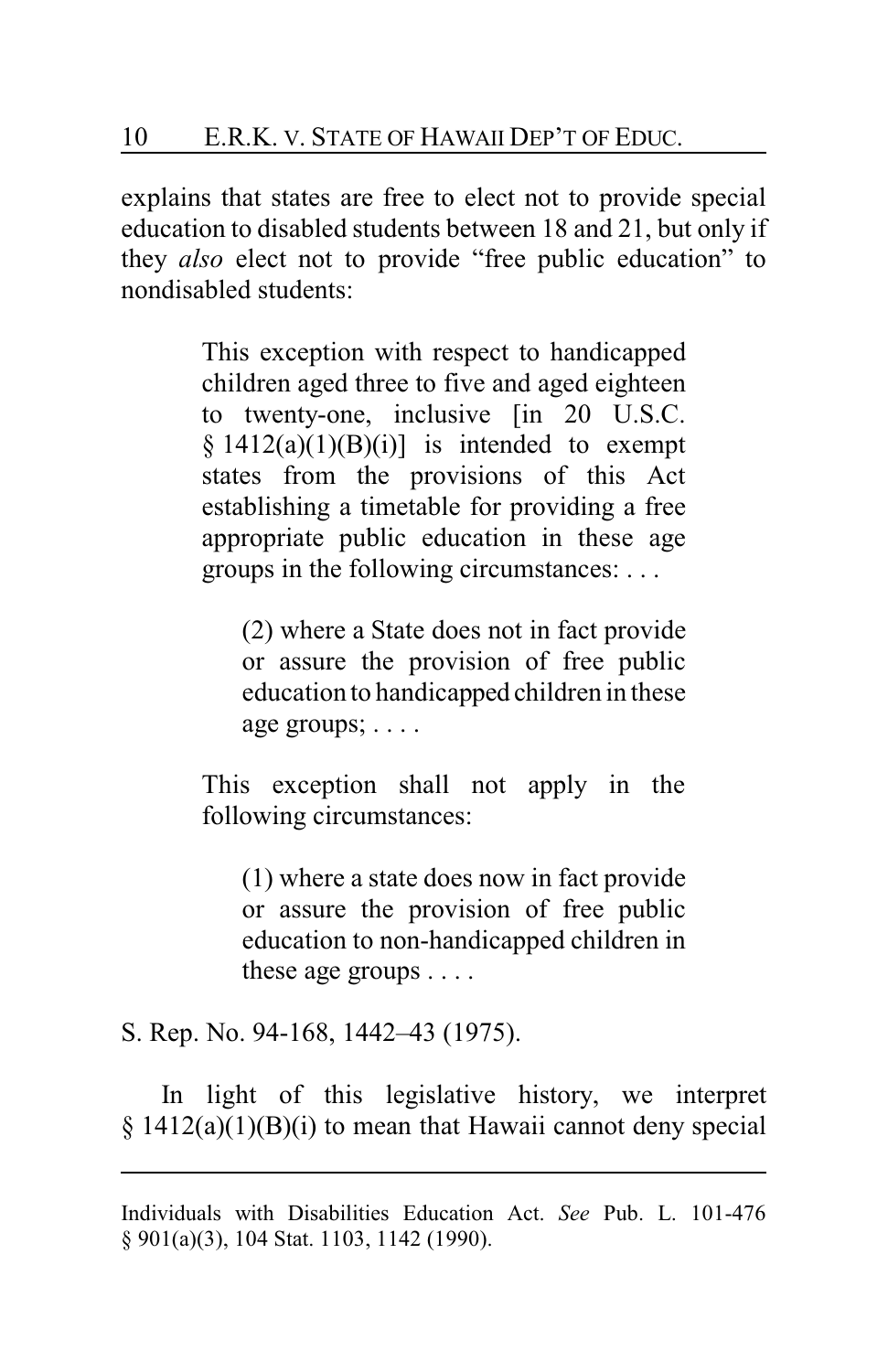explains that states are free to elect not to provide special education to disabled students between 18 and 21, but only if they *also* elect not to provide "free public education" to nondisabled students:

> This exception with respect to handicapped children aged three to five and aged eighteen to twenty-one, inclusive [in 20 U.S.C. § 1412(a)(1)(B)(i)] is intended to exempt states from the provisions of this Act establishing a timetable for providing a free appropriate public education in these age groups in the following circumstances: . . .
>
> > (2) where a State does not in fact provide or assure the provision of free public education to handicapped children in these age groups; . . . .
>
> This exception shall not apply in the following circumstances:
>
> > (1) where a state does now in fact provide or assure the provision of free public education to non-handicapped children in these age groups . . . .

S. Rep. No. 94-168, 1442–43 (1975).

In light of this legislative history, we interpret § 1412(a)(1)(B)(i) to mean that Hawaii cannot deny special

---

Individuals with Disabilities Education Act. *See* Pub. L. 101-476 § 901(a)(3), 104 Stat. 1103, 1142 (1990).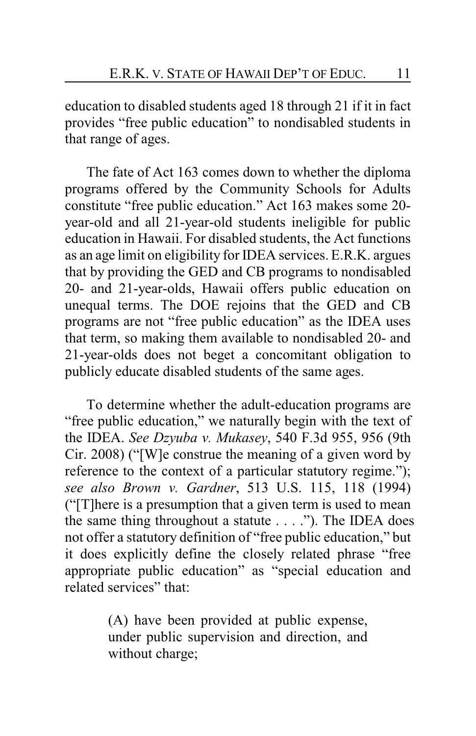education to disabled students aged 18 through 21 if it in fact provides "free public education" to nondisabled students in that range of ages.

The fate of Act 163 comes down to whether the diploma programs offered by the Community Schools for Adults constitute "free public education." Act 163 makes some 20-year-old and all 21-year-old students ineligible for public education in Hawaii. For disabled students, the Act functions as an age limit on eligibility for IDEA services. E.R.K. argues that by providing the GED and CB programs to nondisabled 20- and 21-year-olds, Hawaii offers public education on unequal terms. The DOE rejoins that the GED and CB programs are not "free public education" as the IDEA uses that term, so making them available to nondisabled 20- and 21-year-olds does not beget a concomitant obligation to publicly educate disabled students of the same ages.

To determine whether the adult-education programs are "free public education," we naturally begin with the text of the IDEA. *See Dzyuba v. Mukasey*, 540 F.3d 955, 956 (9th Cir. 2008) ("[W]e construe the meaning of a given word by reference to the context of a particular statutory regime."); *see also Brown v. Gardner*, 513 U.S. 115, 118 (1994) ("[T]here is a presumption that a given term is used to mean the same thing throughout a statute . . . ."). The IDEA does not offer a statutory definition of "free public education," but it does explicitly define the closely related phrase "free appropriate public education" as "special education and related services" that:

> (A) have been provided at public expense, under public supervision and direction, and without charge;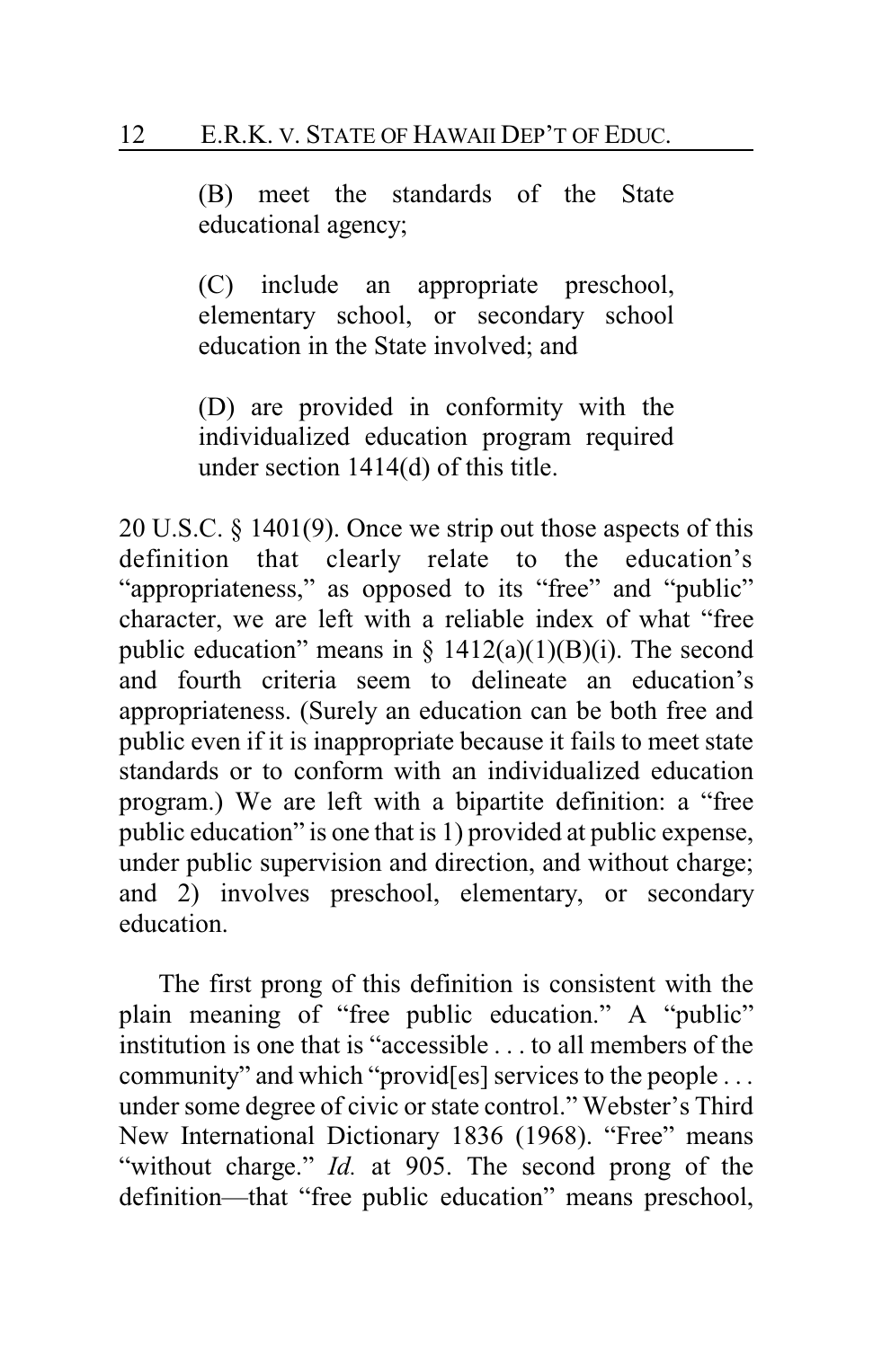> (B) meet the standards of the State educational agency;
>
> (C) include an appropriate preschool, elementary school, or secondary school education in the State involved; and
>
> (D) are provided in conformity with the individualized education program required under section 1414(d) of this title.

20 U.S.C. § 1401(9). Once we strip out those aspects of this definition that clearly relate to the education's "appropriateness," as opposed to its "free" and "public" character, we are left with a reliable index of what "free public education" means in § 1412(a)(1)(B)(i). The second and fourth criteria seem to delineate an education's appropriateness. (Surely an education can be both free and public even if it is inappropriate because it fails to meet state standards or to conform with an individualized education program.) We are left with a bipartite definition: a "free public education" is one that is 1) provided at public expense, under public supervision and direction, and without charge; and 2) involves preschool, elementary, or secondary education.

The first prong of this definition is consistent with the plain meaning of "free public education." A "public" institution is one that is "accessible . . . to all members of the community" and which "provid[es] services to the people . . . under some degree of civic or state control." Webster's Third New International Dictionary 1836 (1968). "Free" means "without charge." *Id.* at 905. The second prong of the definition—that "free public education" means preschool,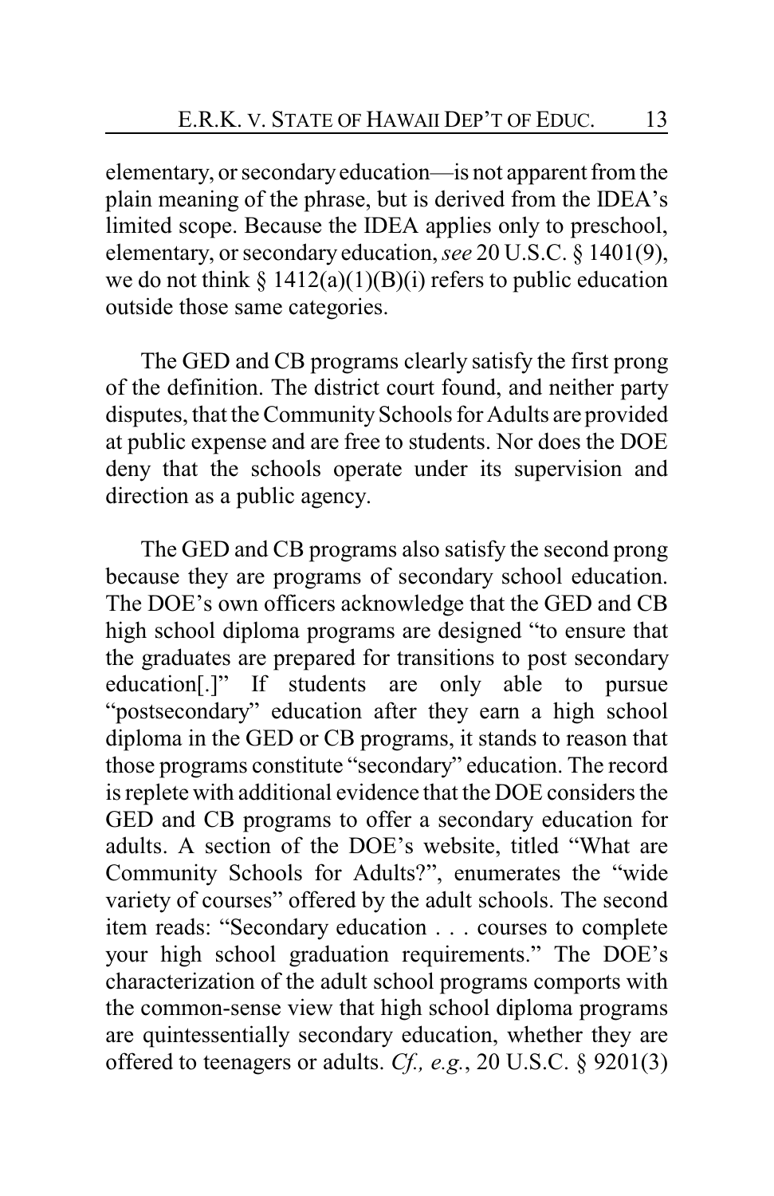elementary, or secondary education—is not apparent from the plain meaning of the phrase, but is derived from the IDEA's limited scope. Because the IDEA applies only to preschool, elementary, or secondary education, *see* 20 U.S.C. § 1401(9), we do not think § 1412(a)(1)(B)(i) refers to public education outside those same categories.

The GED and CB programs clearly satisfy the first prong of the definition. The district court found, and neither party disputes, that the Community Schools for Adults are provided at public expense and are free to students. Nor does the DOE deny that the schools operate under its supervision and direction as a public agency.

The GED and CB programs also satisfy the second prong because they are programs of secondary school education. The DOE's own officers acknowledge that the GED and CB high school diploma programs are designed "to ensure that the graduates are prepared for transitions to post secondary education[.]" If students are only able to pursue "postsecondary" education after they earn a high school diploma in the GED or CB programs, it stands to reason that those programs constitute "secondary" education. The record is replete with additional evidence that the DOE considers the GED and CB programs to offer a secondary education for adults. A section of the DOE's website, titled "What are Community Schools for Adults?", enumerates the "wide variety of courses" offered by the adult schools. The second item reads: "Secondary education . . . courses to complete your high school graduation requirements." The DOE's characterization of the adult school programs comports with the common-sense view that high school diploma programs are quintessentially secondary education, whether they are offered to teenagers or adults. *Cf., e.g.*, 20 U.S.C. § 9201(3)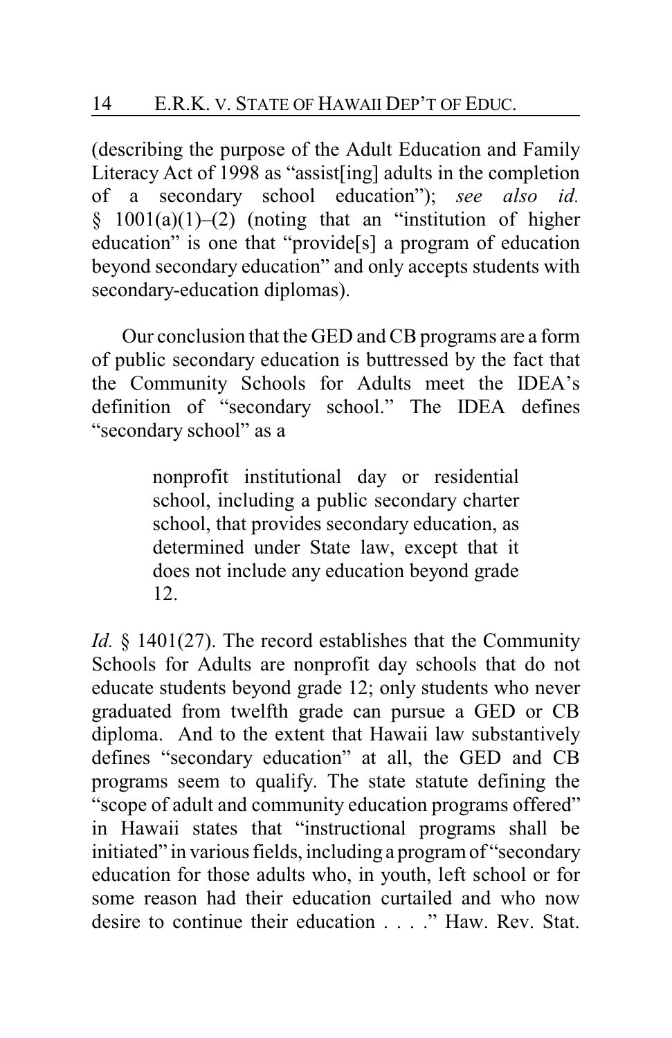(describing the purpose of the Adult Education and Family Literacy Act of 1998 as "assist[ing] adults in the completion of a secondary school education"); *see also id.* § 1001(a)(1)–(2) (noting that an "institution of higher education" is one that "provide[s] a program of education beyond secondary education" and only accepts students with secondary-education diplomas).

Our conclusion that the GED and CB programs are a form of public secondary education is buttressed by the fact that the Community Schools for Adults meet the IDEA's definition of "secondary school." The IDEA defines "secondary school" as a

> nonprofit institutional day or residential school, including a public secondary charter school, that provides secondary education, as determined under State law, except that it does not include any education beyond grade 12.

*Id.* § 1401(27). The record establishes that the Community Schools for Adults are nonprofit day schools that do not educate students beyond grade 12; only students who never graduated from twelfth grade can pursue a GED or CB diploma. And to the extent that Hawaii law substantively defines "secondary education" at all, the GED and CB programs seem to qualify. The state statute defining the "scope of adult and community education programs offered" in Hawaii states that "instructional programs shall be initiated" in various fields, including a program of "secondary education for those adults who, in youth, left school or for some reason had their education curtailed and who now desire to continue their education . . . ." Haw. Rev. Stat.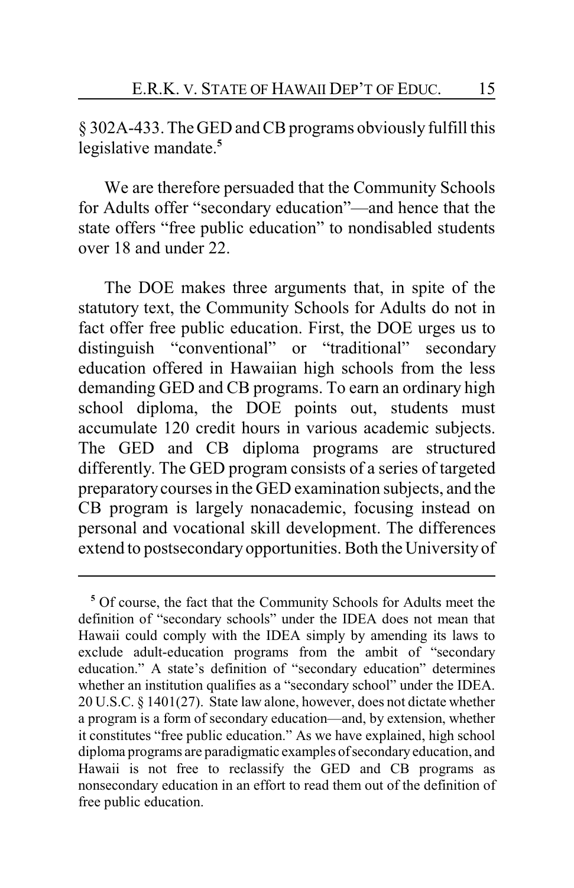§ 302A-433. The GED and CB programs obviously fulfill this legislative mandate.[5]

We are therefore persuaded that the Community Schools for Adults offer "secondary education"—and hence that the state offers "free public education" to nondisabled students over 18 and under 22.

The DOE makes three arguments that, in spite of the statutory text, the Community Schools for Adults do not in fact offer free public education. First, the DOE urges us to distinguish "conventional" or "traditional" secondary education offered in Hawaiian high schools from the less demanding GED and CB programs. To earn an ordinary high school diploma, the DOE points out, students must accumulate 120 credit hours in various academic subjects. The GED and CB diploma programs are structured differently. The GED program consists of a series of targeted preparatory courses in the GED examination subjects, and the CB program is largely nonacademic, focusing instead on personal and vocational skill development. The differences extend to postsecondary opportunities. Both the University of

---

[5] Of course, the fact that the Community Schools for Adults meet the definition of "secondary schools" under the IDEA does not mean that Hawaii could comply with the IDEA simply by amending its laws to exclude adult-education programs from the ambit of "secondary education." A state's definition of "secondary education" determines whether an institution qualifies as a "secondary school" under the IDEA. 20 U.S.C. § 1401(27). State law alone, however, does not dictate whether a program is a form of secondary education—and, by extension, whether it constitutes "free public education." As we have explained, high school diploma programs are paradigmatic examples of secondary education, and Hawaii is not free to reclassify the GED and CB programs as nonsecondary education in an effort to read them out of the definition of free public education.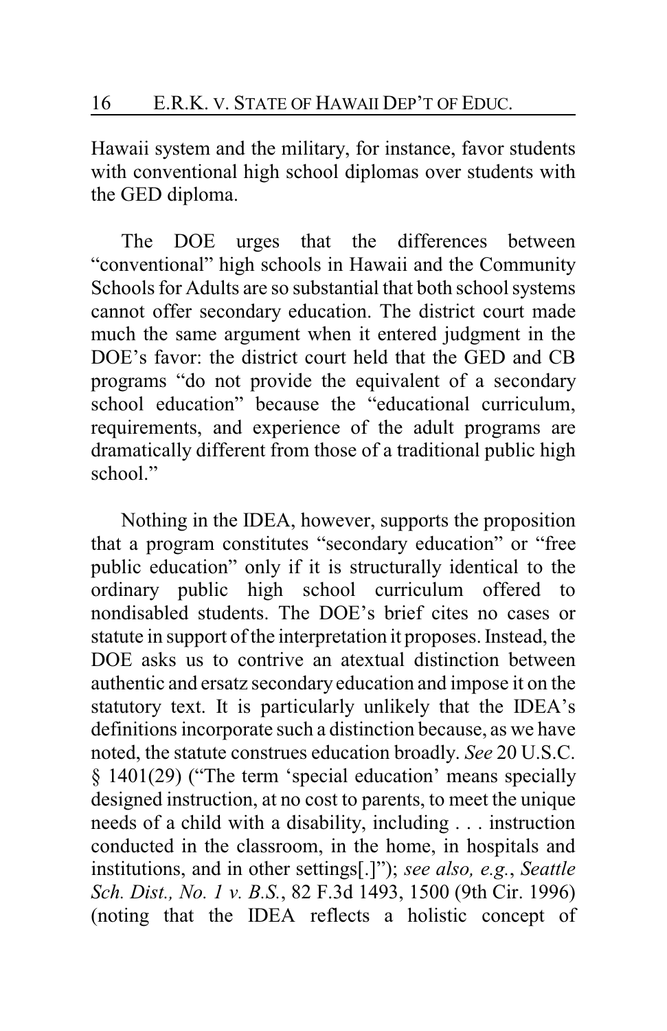Hawaii system and the military, for instance, favor students with conventional high school diplomas over students with the GED diploma.

The DOE urges that the differences between "conventional" high schools in Hawaii and the Community Schools for Adults are so substantial that both school systems cannot offer secondary education. The district court made much the same argument when it entered judgment in the DOE's favor: the district court held that the GED and CB programs "do not provide the equivalent of a secondary school education" because the "educational curriculum, requirements, and experience of the adult programs are dramatically different from those of a traditional public high school."

Nothing in the IDEA, however, supports the proposition that a program constitutes "secondary education" or "free public education" only if it is structurally identical to the ordinary public high school curriculum offered to nondisabled students. The DOE's brief cites no cases or statute in support of the interpretation it proposes. Instead, the DOE asks us to contrive an atextual distinction between authentic and ersatz secondary education and impose it on the statutory text. It is particularly unlikely that the IDEA's definitions incorporate such a distinction because, as we have noted, the statute construes education broadly. *See* 20 U.S.C. § 1401(29) ("The term 'special education' means specially designed instruction, at no cost to parents, to meet the unique needs of a child with a disability, including . . . instruction conducted in the classroom, in the home, in hospitals and institutions, and in other settings[.]"); *see also, e.g.*, *Seattle Sch. Dist., No. 1 v. B.S.*, 82 F.3d 1493, 1500 (9th Cir. 1996) (noting that the IDEA reflects a holistic concept of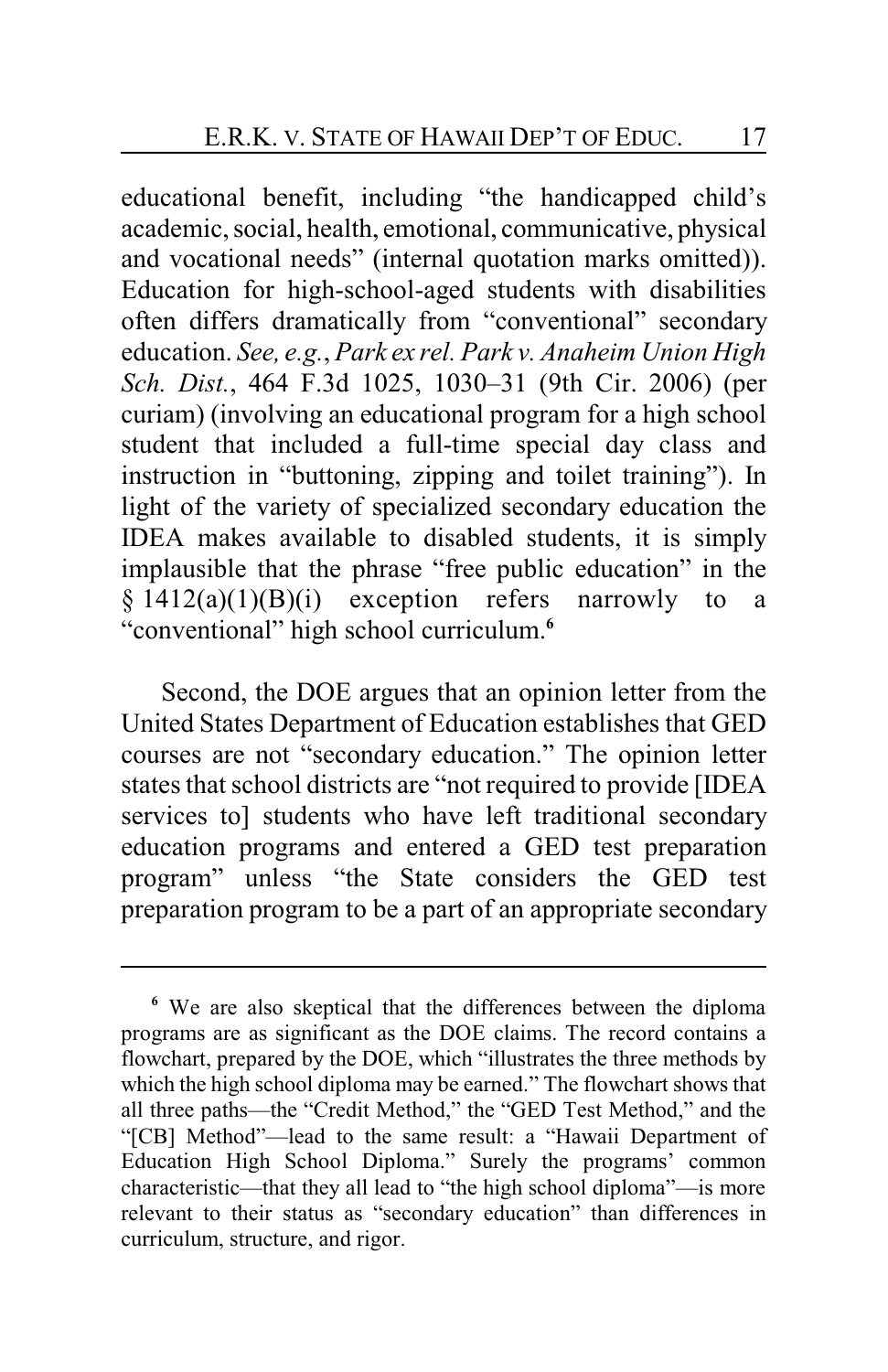educational benefit, including "the handicapped child's academic, social, health, emotional, communicative, physical and vocational needs" (internal quotation marks omitted)). Education for high-school-aged students with disabilities often differs dramatically from "conventional" secondary education. *See, e.g.*, *Park ex rel. Park v. Anaheim Union High Sch. Dist.*, 464 F.3d 1025, 1030–31 (9th Cir. 2006) (per curiam) (involving an educational program for a high school student that included a full-time special day class and instruction in "buttoning, zipping and toilet training"). In light of the variety of specialized secondary education the IDEA makes available to disabled students, it is simply implausible that the phrase "free public education" in the § 1412(a)(1)(B)(i) exception refers narrowly to a "conventional" high school curriculum.[6]

Second, the DOE argues that an opinion letter from the United States Department of Education establishes that GED courses are not "secondary education." The opinion letter states that school districts are "not required to provide [IDEA services to] students who have left traditional secondary education programs and entered a GED test preparation program" unless "the State considers the GED test preparation program to be a part of an appropriate secondary

---

[6] We are also skeptical that the differences between the diploma programs are as significant as the DOE claims. The record contains a flowchart, prepared by the DOE, which "illustrates the three methods by which the high school diploma may be earned." The flowchart shows that all three paths—the "Credit Method," the "GED Test Method," and the "[CB] Method"—lead to the same result: a "Hawaii Department of Education High School Diploma." Surely the programs' common characteristic—that they all lead to "the high school diploma"—is more relevant to their status as "secondary education" than differences in curriculum, structure, and rigor.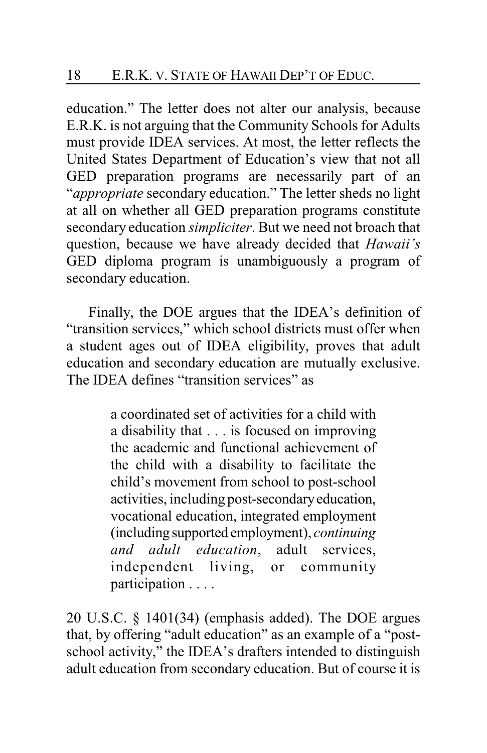education." The letter does not alter our analysis, because E.R.K. is not arguing that the Community Schools for Adults must provide IDEA services. At most, the letter reflects the United States Department of Education's view that not all GED preparation programs are necessarily part of an "*appropriate* secondary education." The letter sheds no light at all on whether all GED preparation programs constitute secondary education *simpliciter*. But we need not broach that question, because we have already decided that *Hawaii's* GED diploma program is unambiguously a program of secondary education.

Finally, the DOE argues that the IDEA's definition of "transition services," which school districts must offer when a student ages out of IDEA eligibility, proves that adult education and secondary education are mutually exclusive. The IDEA defines "transition services" as

> a coordinated set of activities for a child with a disability that . . . is focused on improving the academic and functional achievement of the child with a disability to facilitate the child's movement from school to post-school activities, including post-secondary education, vocational education, integrated employment (including supported employment), *continuing and adult education*, adult services, independent living, or community participation . . . .

20 U.S.C. § 1401(34) (emphasis added). The DOE argues that, by offering "adult education" as an example of a "post-school activity," the IDEA's drafters intended to distinguish adult education from secondary education. But of course it is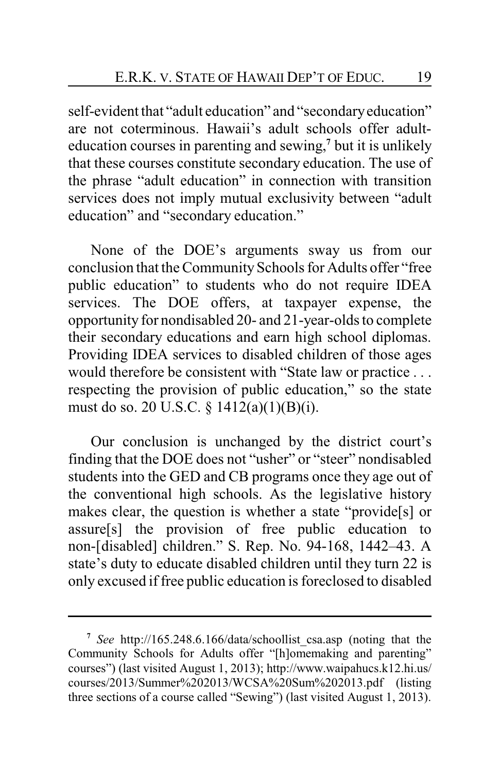self-evident that "adult education" and "secondary education" are not coterminous. Hawaii's adult schools offer adult-education courses in parenting and sewing,[7] but it is unlikely that these courses constitute secondary education. The use of the phrase "adult education" in connection with transition services does not imply mutual exclusivity between "adult education" and "secondary education."

None of the DOE's arguments sway us from our conclusion that the Community Schools for Adults offer "free public education" to students who do not require IDEA services. The DOE offers, at taxpayer expense, the opportunity for nondisabled 20- and 21-year-olds to complete their secondary educations and earn high school diplomas. Providing IDEA services to disabled children of those ages would therefore be consistent with "State law or practice . . . respecting the provision of public education," so the state must do so. 20 U.S.C. § 1412(a)(1)(B)(i).

Our conclusion is unchanged by the district court's finding that the DOE does not "usher" or "steer" nondisabled students into the GED and CB programs once they age out of the conventional high schools. As the legislative history makes clear, the question is whether a state "provide[s] or assure[s] the provision of free public education to non-[disabled] children." S. Rep. No. 94-168, 1442–43. A state's duty to educate disabled children until they turn 22 is only excused if free public education is foreclosed to disabled

---

[7] *See* http://165.248.6.166/data/schoollist_csa.asp (noting that the Community Schools for Adults offer "[h]omemaking and parenting" courses") (last visited August 1, 2013); http://www.waipahucs.k12.hi.us/courses/2013/Summer%202013/WCSA%20Sum%202013.pdf (listing three sections of a course called "Sewing") (last visited August 1, 2013).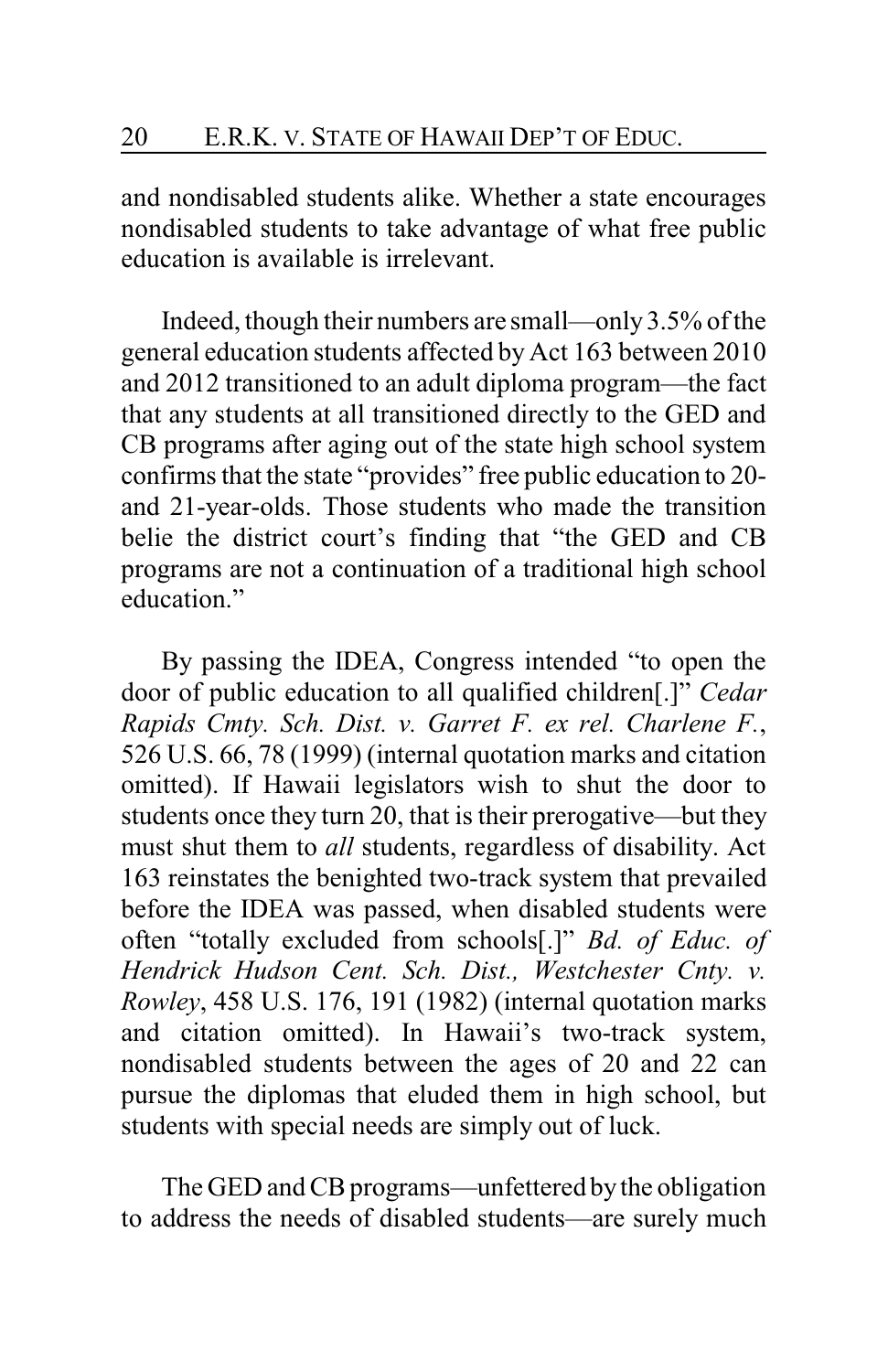and nondisabled students alike. Whether a state encourages nondisabled students to take advantage of what free public education is available is irrelevant.

Indeed, though their numbers are small—only 3.5% of the general education students affected by Act 163 between 2010 and 2012 transitioned to an adult diploma program—the fact that any students at all transitioned directly to the GED and CB programs after aging out of the state high school system confirms that the state "provides" free public education to 20- and 21-year-olds. Those students who made the transition belie the district court's finding that "the GED and CB programs are not a continuation of a traditional high school education."

By passing the IDEA, Congress intended "to open the door of public education to all qualified children[.]" *Cedar Rapids Cmty. Sch. Dist. v. Garret F. ex rel. Charlene F.*, 526 U.S. 66, 78 (1999) (internal quotation marks and citation omitted). If Hawaii legislators wish to shut the door to students once they turn 20, that is their prerogative—but they must shut them to *all* students, regardless of disability. Act 163 reinstates the benighted two-track system that prevailed before the IDEA was passed, when disabled students were often "totally excluded from schools[.]" *Bd. of Educ. of Hendrick Hudson Cent. Sch. Dist., Westchester Cnty. v. Rowley*, 458 U.S. 176, 191 (1982) (internal quotation marks and citation omitted). In Hawaii's two-track system, nondisabled students between the ages of 20 and 22 can pursue the diplomas that eluded them in high school, but students with special needs are simply out of luck.

The GED and CB programs—unfettered by the obligation to address the needs of disabled students—are surely much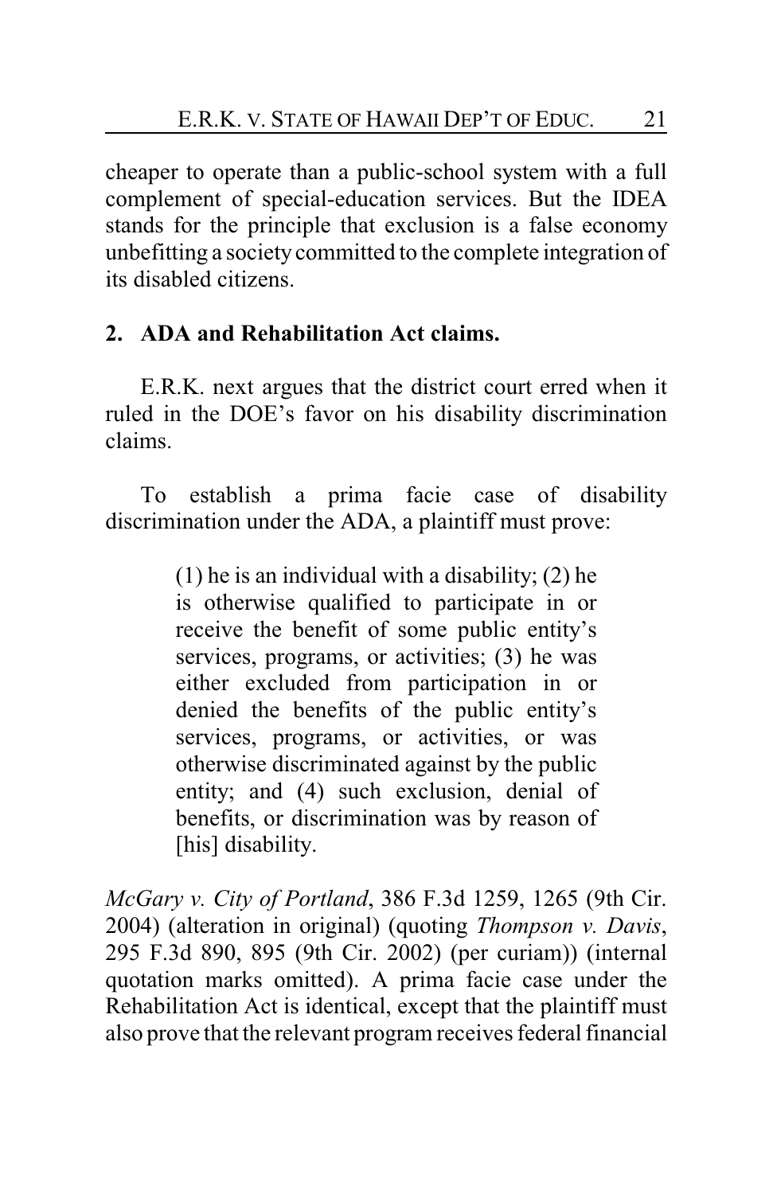cheaper to operate than a public-school system with a full complement of special-education services. But the IDEA stands for the principle that exclusion is a false economy unbefitting a society committed to the complete integration of its disabled citizens.

**2. ADA and Rehabilitation Act claims.**

E.R.K. next argues that the district court erred when it ruled in the DOE's favor on his disability discrimination claims.

To establish a prima facie case of disability discrimination under the ADA, a plaintiff must prove:

> (1) he is an individual with a disability; (2) he is otherwise qualified to participate in or receive the benefit of some public entity's services, programs, or activities; (3) he was either excluded from participation in or denied the benefits of the public entity's services, programs, or activities, or was otherwise discriminated against by the public entity; and (4) such exclusion, denial of benefits, or discrimination was by reason of [his] disability.

*McGary v. City of Portland*, 386 F.3d 1259, 1265 (9th Cir. 2004) (alteration in original) (quoting *Thompson v. Davis*, 295 F.3d 890, 895 (9th Cir. 2002) (per curiam)) (internal quotation marks omitted). A prima facie case under the Rehabilitation Act is identical, except that the plaintiff must also prove that the relevant program receives federal financial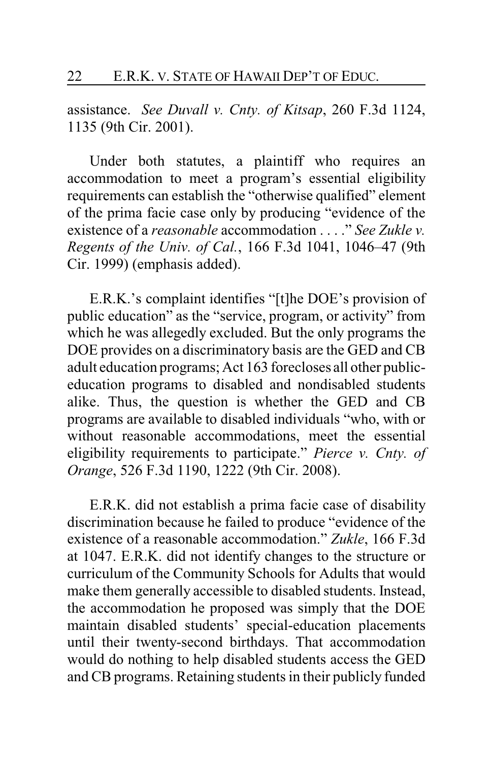assistance. *See Duvall v. Cnty. of Kitsap*, 260 F.3d 1124, 1135 (9th Cir. 2001).

Under both statutes, a plaintiff who requires an accommodation to meet a program's essential eligibility requirements can establish the "otherwise qualified" element of the prima facie case only by producing "evidence of the existence of a *reasonable* accommodation . . . ." *See Zukle v. Regents of the Univ. of Cal.*, 166 F.3d 1041, 1046–47 (9th Cir. 1999) (emphasis added).

E.R.K.'s complaint identifies "[t]he DOE's provision of public education" as the "service, program, or activity" from which he was allegedly excluded. But the only programs the DOE provides on a discriminatory basis are the GED and CB adult education programs; Act 163 forecloses all other public-education programs to disabled and nondisabled students alike. Thus, the question is whether the GED and CB programs are available to disabled individuals "who, with or without reasonable accommodations, meet the essential eligibility requirements to participate." *Pierce v. Cnty. of Orange*, 526 F.3d 1190, 1222 (9th Cir. 2008).

E.R.K. did not establish a prima facie case of disability discrimination because he failed to produce "evidence of the existence of a reasonable accommodation." *Zukle*, 166 F.3d at 1047. E.R.K. did not identify changes to the structure or curriculum of the Community Schools for Adults that would make them generally accessible to disabled students. Instead, the accommodation he proposed was simply that the DOE maintain disabled students' special-education placements until their twenty-second birthdays. That accommodation would do nothing to help disabled students access the GED and CB programs. Retaining students in their publicly funded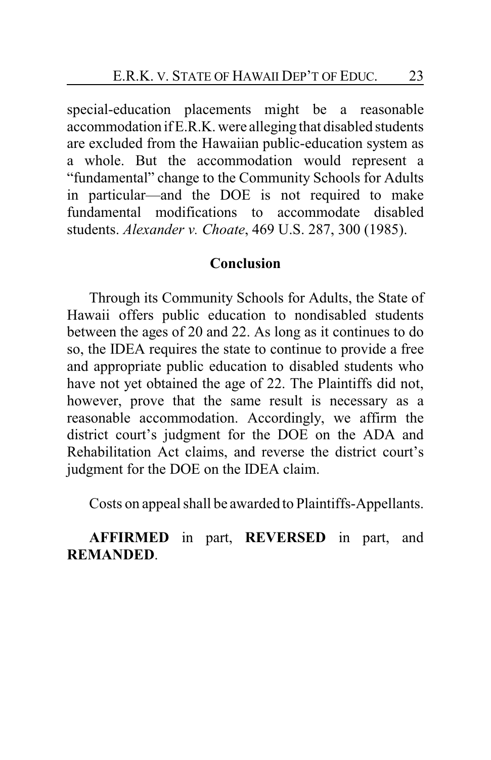special-education placements might be a reasonable accommodation if E.R.K. were alleging that disabled students are excluded from the Hawaiian public-education system as a whole. But the accommodation would represent a "fundamental" change to the Community Schools for Adults in particular—and the DOE is not required to make fundamental modifications to accommodate disabled students. *Alexander v. Choate*, 469 U.S. 287, 300 (1985).

## Conclusion

Through its Community Schools for Adults, the State of Hawaii offers public education to nondisabled students between the ages of 20 and 22. As long as it continues to do so, the IDEA requires the state to continue to provide a free and appropriate public education to disabled students who have not yet obtained the age of 22. The Plaintiffs did not, however, prove that the same result is necessary as a reasonable accommodation. Accordingly, we affirm the district court's judgment for the DOE on the ADA and Rehabilitation Act claims, and reverse the district court's judgment for the DOE on the IDEA claim.

Costs on appeal shall be awarded to Plaintiffs-Appellants.

**AFFIRMED** in part, **REVERSED** in part, and **REMANDED**.